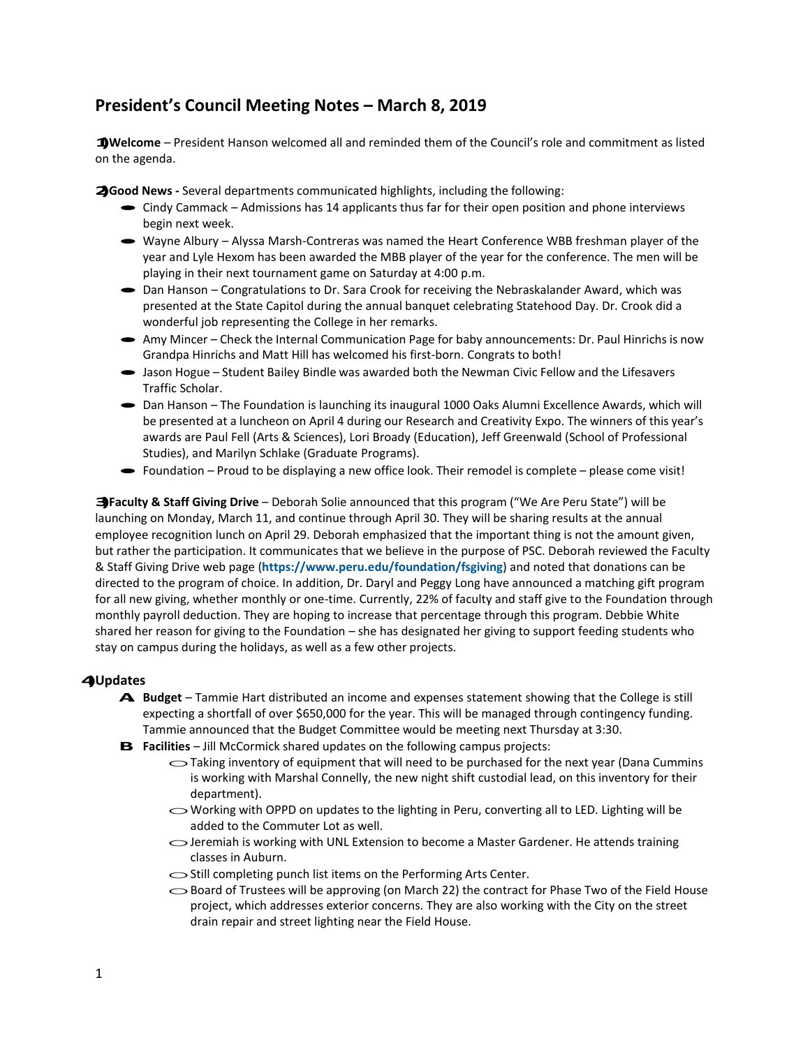# President's Council Meeting Notes – March 8, 2019

1) **Welcome** – President Hanson welcomed all and reminded them of the Council's role and commitment as listed on the agenda.

2) **Good News -** Several departments communicated highlights, including the following:

- Cindy Cammack – Admissions has 14 applicants thus far for their open position and phone interviews begin next week.
- Wayne Albury – Alyssa Marsh-Contreras was named the Heart Conference WBB freshman player of the year and Lyle Hexom has been awarded the MBB player of the year for the conference. The men will be playing in their next tournament game on Saturday at 4:00 p.m.
- Dan Hanson – Congratulations to Dr. Sara Crook for receiving the Nebraskalander Award, which was presented at the State Capitol during the annual banquet celebrating Statehood Day. Dr. Crook did a wonderful job representing the College in her remarks.
- Amy Mincer – Check the Internal Communication Page for baby announcements: Dr. Paul Hinrichs is now Grandpa Hinrichs and Matt Hill has welcomed his first-born. Congrats to both!
- Jason Hogue – Student Bailey Bindle was awarded both the Newman Civic Fellow and the Lifesavers Traffic Scholar.
- Dan Hanson – The Foundation is launching its inaugural 1000 Oaks Alumni Excellence Awards, which will be presented at a luncheon on April 4 during our Research and Creativity Expo. The winners of this year's awards are Paul Fell (Arts & Sciences), Lori Broady (Education), Jeff Greenwald (School of Professional Studies), and Marilyn Schlake (Graduate Programs).
- Foundation – Proud to be displaying a new office look. Their remodel is complete – please come visit!

3) **Faculty & Staff Giving Drive** – Deborah Solie announced that this program ("We Are Peru State") will be launching on Monday, March 11, and continue through April 30. They will be sharing results at the annual employee recognition lunch on April 29. Deborah emphasized that the important thing is not the amount given, but rather the participation. It communicates that we believe in the purpose of PSC. Deborah reviewed the Faculty & Staff Giving Drive web page (**https://www.peru.edu/foundation/fsgiving**) and noted that donations can be directed to the program of choice. In addition, Dr. Daryl and Peggy Long have announced a matching gift program for all new giving, whether monthly or one-time. Currently, 22% of faculty and staff give to the Foundation through monthly payroll deduction. They are hoping to increase that percentage through this program. Debbie White shared her reason for giving to the Foundation – she has designated her giving to support feeding students who stay on campus during the holidays, as well as a few other projects.

4) **Updates**

A. **Budget** – Tammie Hart distributed an income and expenses statement showing that the College is still expecting a shortfall of over $650,000 for the year. This will be managed through contingency funding. Tammie announced that the Budget Committee would be meeting next Thursday at 3:30.

B. **Facilities** – Jill McCormick shared updates on the following campus projects:

- Taking inventory of equipment that will need to be purchased for the next year (Dana Cummins is working with Marshal Connelly, the new night shift custodial lead, on this inventory for their department).
- Working with OPPD on updates to the lighting in Peru, converting all to LED. Lighting will be added to the Commuter Lot as well.
- Jeremiah is working with UNL Extension to become a Master Gardener. He attends training classes in Auburn.
- Still completing punch list items on the Performing Arts Center.
- Board of Trustees will be approving (on March 22) the contract for Phase Two of the Field House project, which addresses exterior concerns. They are also working with the City on the street drain repair and street lighting near the Field House.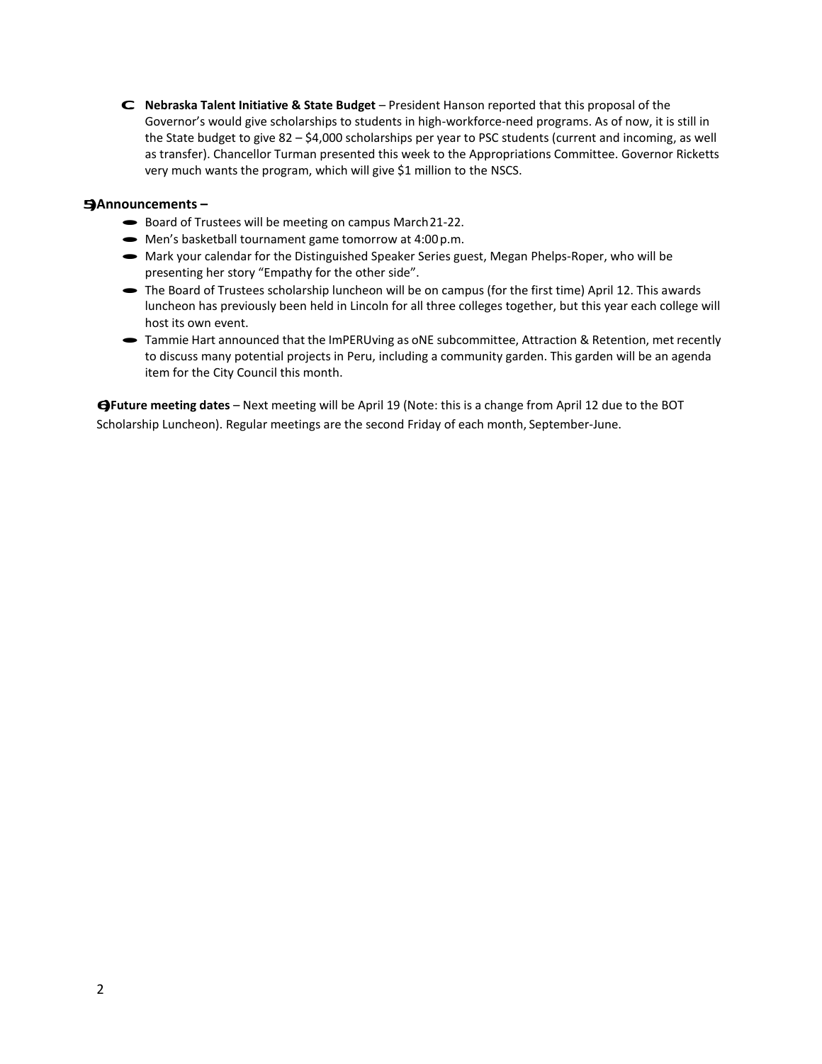c. **Nebraska Talent Initiative & State Budget** – President Hanson reported that this proposal of the Governor's would give scholarships to students in high-workforce-need programs. As of now, it is still in the State budget to give 82 – $4,000 scholarships per year to PSC students (current and incoming, as well as transfer). Chancellor Turman presented this week to the Appropriations Committee. Governor Ricketts very much wants the program, which will give $1 million to the NSCS.

5) **Announcements –**

- Board of Trustees will be meeting on campus March 21-22.
- Men's basketball tournament game tomorrow at 4:00 p.m.
- Mark your calendar for the Distinguished Speaker Series guest, Megan Phelps-Roper, who will be presenting her story "Empathy for the other side".
- The Board of Trustees scholarship luncheon will be on campus (for the first time) April 12. This awards luncheon has previously been held in Lincoln for all three colleges together, but this year each college will host its own event.
- Tammie Hart announced that the ImPERUving as oNE subcommittee, Attraction & Retention, met recently to discuss many potential projects in Peru, including a community garden. This garden will be an agenda item for the City Council this month.

6) **Future meeting dates** – Next meeting will be April 19 (Note: this is a change from April 12 due to the BOT Scholarship Luncheon). Regular meetings are the second Friday of each month, September-June.